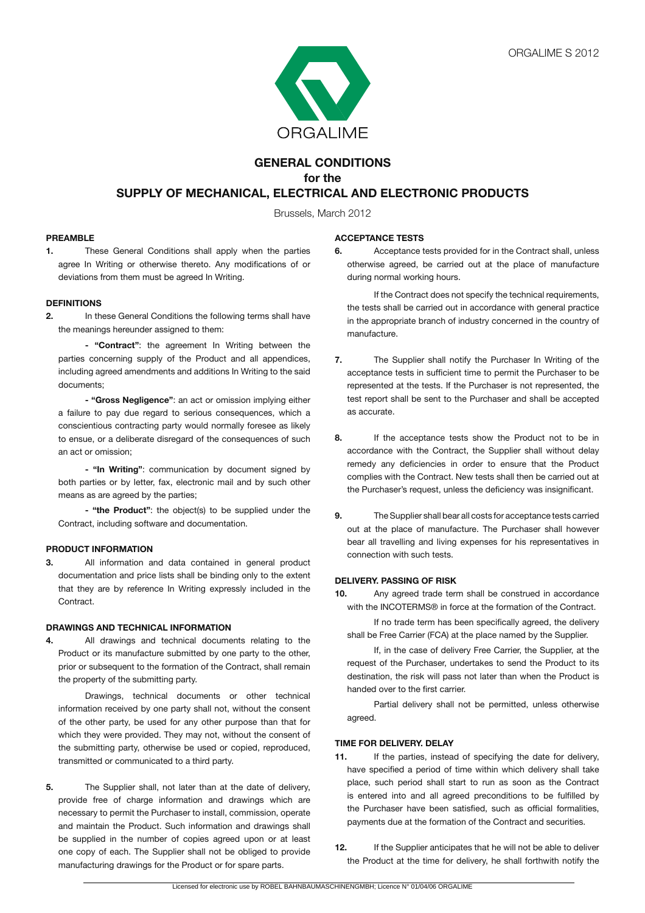ORGALIME S 2012

ORGALIME

# GENERAL CONDITIONS
## for the
## SUPPLY OF MECHANICAL, ELECTRICAL AND ELECTRONIC PRODUCTS

Brussels, March 2012

### PREAMBLE

**1.** These General Conditions shall apply when the parties agree In Writing or otherwise thereto. Any modifications of or deviations from them must be agreed In Writing.

### DEFINITIONS

**2.** In these General Conditions the following terms shall have the meanings hereunder assigned to them:

- **"Contract"**: the agreement In Writing between the parties concerning supply of the Product and all appendices, including agreed amendments and additions In Writing to the said documents;

- **"Gross Negligence"**: an act or omission implying either a failure to pay due regard to serious consequences, which a conscientious contracting party would normally foresee as likely to ensue, or a deliberate disregard of the consequences of such an act or omission;

- **"In Writing"**: communication by document signed by both parties or by letter, fax, electronic mail and by such other means as are agreed by the parties;

- **"the Product"**: the object(s) to be supplied under the Contract, including software and documentation.

### PRODUCT INFORMATION

**3.** All information and data contained in general product documentation and price lists shall be binding only to the extent that they are by reference In Writing expressly included in the Contract.

### DRAWINGS AND TECHNICAL INFORMATION

**4.** All drawings and technical documents relating to the Product or its manufacture submitted by one party to the other, prior or subsequent to the formation of the Contract, shall remain the property of the submitting party.

Drawings, technical documents or other technical information received by one party shall not, without the consent of the other party, be used for any other purpose than that for which they were provided. They may not, without the consent of the submitting party, otherwise be used or copied, reproduced, transmitted or communicated to a third party.

**5.** The Supplier shall, not later than at the date of delivery, provide free of charge information and drawings which are necessary to permit the Purchaser to install, commission, operate and maintain the Product. Such information and drawings shall be supplied in the number of copies agreed upon or at least one copy of each. The Supplier shall not be obliged to provide manufacturing drawings for the Product or for spare parts.

### ACCEPTANCE TESTS

**6.** Acceptance tests provided for in the Contract shall, unless otherwise agreed, be carried out at the place of manufacture during normal working hours.

If the Contract does not specify the technical requirements, the tests shall be carried out in accordance with general practice in the appropriate branch of industry concerned in the country of manufacture.

**7.** The Supplier shall notify the Purchaser In Writing of the acceptance tests in sufficient time to permit the Purchaser to be represented at the tests. If the Purchaser is not represented, the test report shall be sent to the Purchaser and shall be accepted as accurate.

**8.** If the acceptance tests show the Product not to be in accordance with the Contract, the Supplier shall without delay remedy any deficiencies in order to ensure that the Product complies with the Contract. New tests shall then be carried out at the Purchaser's request, unless the deficiency was insignificant.

**9.** The Supplier shall bear all costs for acceptance tests carried out at the place of manufacture. The Purchaser shall however bear all travelling and living expenses for his representatives in connection with such tests.

### DELIVERY. PASSING OF RISK

**10.** Any agreed trade term shall be construed in accordance with the INCOTERMS® in force at the formation of the Contract.

If no trade term has been specifically agreed, the delivery shall be Free Carrier (FCA) at the place named by the Supplier.

If, in the case of delivery Free Carrier, the Supplier, at the request of the Purchaser, undertakes to send the Product to its destination, the risk will pass not later than when the Product is handed over to the first carrier.

Partial delivery shall not be permitted, unless otherwise agreed.

### TIME FOR DELIVERY. DELAY

**11.** If the parties, instead of specifying the date for delivery, have specified a period of time within which delivery shall take place, such period shall start to run as soon as the Contract is entered into and all agreed preconditions to be fulfilled by the Purchaser have been satisfied, such as official formalities, payments due at the formation of the Contract and securities.

**12.** If the Supplier anticipates that he will not be able to deliver the Product at the time for delivery, he shall forthwith notify the

Licensed for electronic use by ROBEL BAHNBAUMASCHINENGMBH; Licence N° 01/04/06 ORGALIME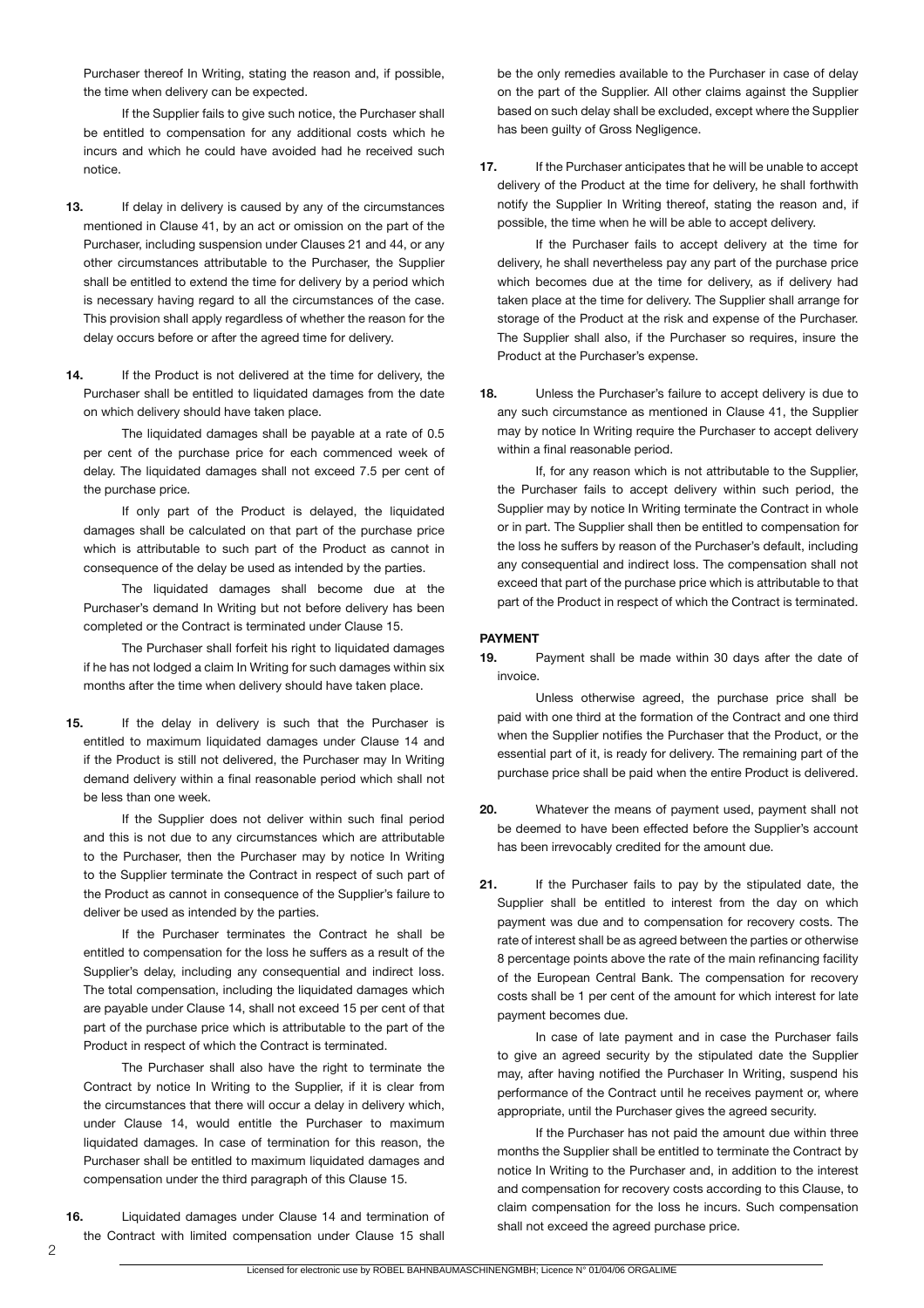Purchaser thereof In Writing, stating the reason and, if possible, the time when delivery can be expected.

If the Supplier fails to give such notice, the Purchaser shall be entitled to compensation for any additional costs which he incurs and which he could have avoided had he received such notice.

**13.** If delay in delivery is caused by any of the circumstances mentioned in Clause 41, by an act or omission on the part of the Purchaser, including suspension under Clauses 21 and 44, or any other circumstances attributable to the Purchaser, the Supplier shall be entitled to extend the time for delivery by a period which is necessary having regard to all the circumstances of the case. This provision shall apply regardless of whether the reason for the delay occurs before or after the agreed time for delivery.

**14.** If the Product is not delivered at the time for delivery, the Purchaser shall be entitled to liquidated damages from the date on which delivery should have taken place.

The liquidated damages shall be payable at a rate of 0.5 per cent of the purchase price for each commenced week of delay. The liquidated damages shall not exceed 7.5 per cent of the purchase price.

If only part of the Product is delayed, the liquidated damages shall be calculated on that part of the purchase price which is attributable to such part of the Product as cannot in consequence of the delay be used as intended by the parties.

The liquidated damages shall become due at the Purchaser's demand In Writing but not before delivery has been completed or the Contract is terminated under Clause 15.

The Purchaser shall forfeit his right to liquidated damages if he has not lodged a claim In Writing for such damages within six months after the time when delivery should have taken place.

**15.** If the delay in delivery is such that the Purchaser is entitled to maximum liquidated damages under Clause 14 and if the Product is still not delivered, the Purchaser may In Writing demand delivery within a final reasonable period which shall not be less than one week.

If the Supplier does not deliver within such final period and this is not due to any circumstances which are attributable to the Purchaser, then the Purchaser may by notice In Writing to the Supplier terminate the Contract in respect of such part of the Product as cannot in consequence of the Supplier's failure to deliver be used as intended by the parties.

If the Purchaser terminates the Contract he shall be entitled to compensation for the loss he suffers as a result of the Supplier's delay, including any consequential and indirect loss. The total compensation, including the liquidated damages which are payable under Clause 14, shall not exceed 15 per cent of that part of the purchase price which is attributable to the part of the Product in respect of which the Contract is terminated.

The Purchaser shall also have the right to terminate the Contract by notice In Writing to the Supplier, if it is clear from the circumstances that there will occur a delay in delivery which, under Clause 14, would entitle the Purchaser to maximum liquidated damages. In case of termination for this reason, the Purchaser shall be entitled to maximum liquidated damages and compensation under the third paragraph of this Clause 15.

**16.** Liquidated damages under Clause 14 and termination of the Contract with limited compensation under Clause 15 shall be the only remedies available to the Purchaser in case of delay on the part of the Supplier. All other claims against the Supplier based on such delay shall be excluded, except where the Supplier has been guilty of Gross Negligence.

**17.** If the Purchaser anticipates that he will be unable to accept delivery of the Product at the time for delivery, he shall forthwith notify the Supplier In Writing thereof, stating the reason and, if possible, the time when he will be able to accept delivery.

If the Purchaser fails to accept delivery at the time for delivery, he shall nevertheless pay any part of the purchase price which becomes due at the time for delivery, as if delivery had taken place at the time for delivery. The Supplier shall arrange for storage of the Product at the risk and expense of the Purchaser. The Supplier shall also, if the Purchaser so requires, insure the Product at the Purchaser's expense.

**18.** Unless the Purchaser's failure to accept delivery is due to any such circumstance as mentioned in Clause 41, the Supplier may by notice In Writing require the Purchaser to accept delivery within a final reasonable period.

If, for any reason which is not attributable to the Supplier, the Purchaser fails to accept delivery within such period, the Supplier may by notice In Writing terminate the Contract in whole or in part. The Supplier shall then be entitled to compensation for the loss he suffers by reason of the Purchaser's default, including any consequential and indirect loss. The compensation shall not exceed that part of the purchase price which is attributable to that part of the Product in respect of which the Contract is terminated.

### PAYMENT

**19.** Payment shall be made within 30 days after the date of invoice.

Unless otherwise agreed, the purchase price shall be paid with one third at the formation of the Contract and one third when the Supplier notifies the Purchaser that the Product, or the essential part of it, is ready for delivery. The remaining part of the purchase price shall be paid when the entire Product is delivered.

**20.** Whatever the means of payment used, payment shall not be deemed to have been effected before the Supplier's account has been irrevocably credited for the amount due.

**21.** If the Purchaser fails to pay by the stipulated date, the Supplier shall be entitled to interest from the day on which payment was due and to compensation for recovery costs. The rate of interest shall be as agreed between the parties or otherwise 8 percentage points above the rate of the main refinancing facility of the European Central Bank. The compensation for recovery costs shall be 1 per cent of the amount for which interest for late payment becomes due.

In case of late payment and in case the Purchaser fails to give an agreed security by the stipulated date the Supplier may, after having notified the Purchaser In Writing, suspend his performance of the Contract until he receives payment or, where appropriate, until the Purchaser gives the agreed security.

If the Purchaser has not paid the amount due within three months the Supplier shall be entitled to terminate the Contract by notice In Writing to the Purchaser and, in addition to the interest and compensation for recovery costs according to this Clause, to claim compensation for the loss he incurs. Such compensation shall not exceed the agreed purchase price.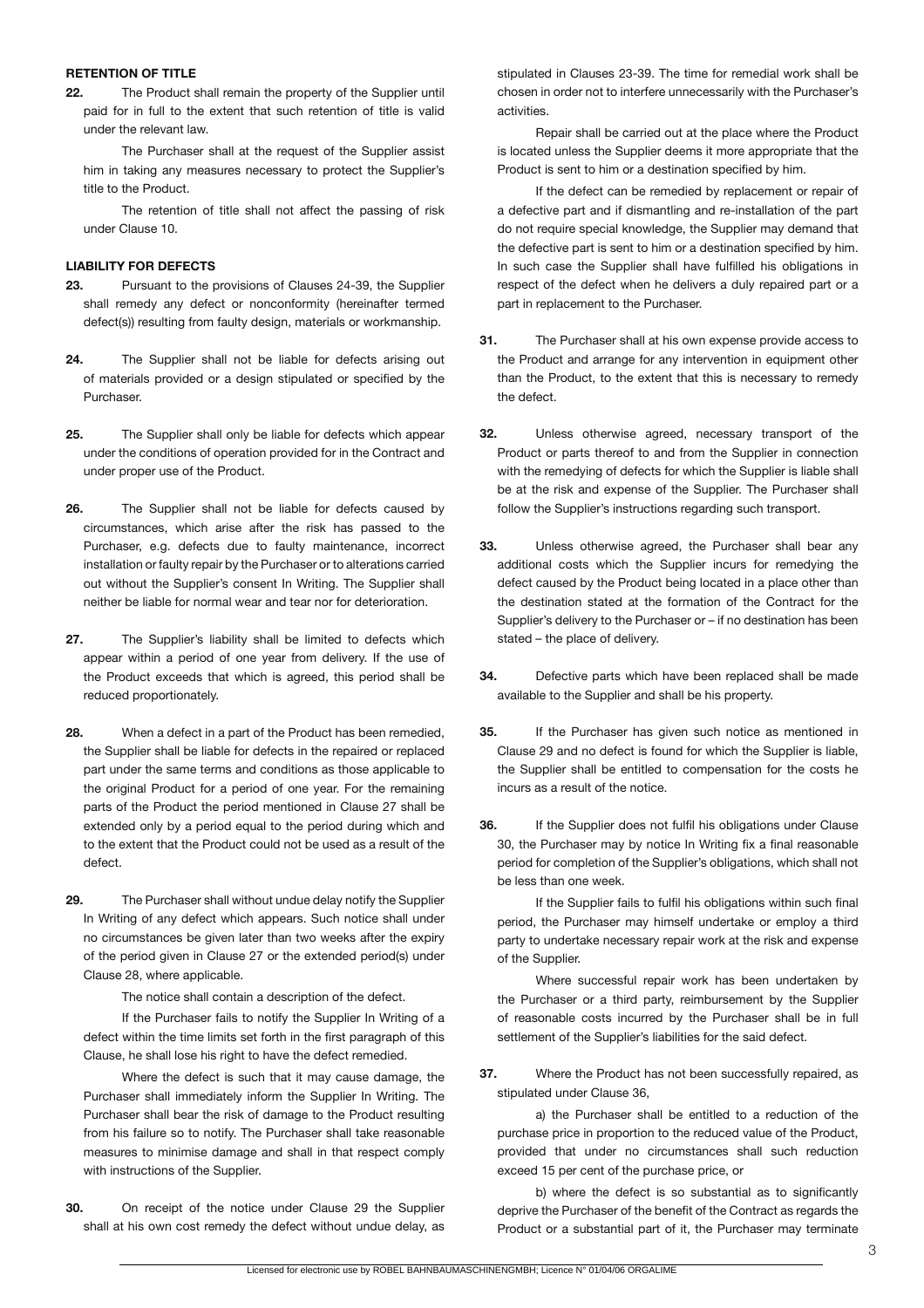## RETENTION OF TITLE

**22.** The Product shall remain the property of the Supplier until paid for in full to the extent that such retention of title is valid under the relevant law.

The Purchaser shall at the request of the Supplier assist him in taking any measures necessary to protect the Supplier's title to the Product.

The retention of title shall not affect the passing of risk under Clause 10.

## LIABILITY FOR DEFECTS

**23.** Pursuant to the provisions of Clauses 24-39, the Supplier shall remedy any defect or nonconformity (hereinafter termed defect(s)) resulting from faulty design, materials or workmanship.

**24.** The Supplier shall not be liable for defects arising out of materials provided or a design stipulated or specified by the Purchaser.

**25.** The Supplier shall only be liable for defects which appear under the conditions of operation provided for in the Contract and under proper use of the Product.

**26.** The Supplier shall not be liable for defects caused by circumstances, which arise after the risk has passed to the Purchaser, e.g. defects due to faulty maintenance, incorrect installation or faulty repair by the Purchaser or to alterations carried out without the Supplier's consent In Writing. The Supplier shall neither be liable for normal wear and tear nor for deterioration.

**27.** The Supplier's liability shall be limited to defects which appear within a period of one year from delivery. If the use of the Product exceeds that which is agreed, this period shall be reduced proportionately.

**28.** When a defect in a part of the Product has been remedied, the Supplier shall be liable for defects in the repaired or replaced part under the same terms and conditions as those applicable to the original Product for a period of one year. For the remaining parts of the Product the period mentioned in Clause 27 shall be extended only by a period equal to the period during which and to the extent that the Product could not be used as a result of the defect.

**29.** The Purchaser shall without undue delay notify the Supplier In Writing of any defect which appears. Such notice shall under no circumstances be given later than two weeks after the expiry of the period given in Clause 27 or the extended period(s) under Clause 28, where applicable.

The notice shall contain a description of the defect.

If the Purchaser fails to notify the Supplier In Writing of a defect within the time limits set forth in the first paragraph of this Clause, he shall lose his right to have the defect remedied.

Where the defect is such that it may cause damage, the Purchaser shall immediately inform the Supplier In Writing. The Purchaser shall bear the risk of damage to the Product resulting from his failure so to notify. The Purchaser shall take reasonable measures to minimise damage and shall in that respect comply with instructions of the Supplier.

**30.** On receipt of the notice under Clause 29 the Supplier shall at his own cost remedy the defect without undue delay, as stipulated in Clauses 23-39. The time for remedial work shall be chosen in order not to interfere unnecessarily with the Purchaser's activities.

Repair shall be carried out at the place where the Product is located unless the Supplier deems it more appropriate that the Product is sent to him or a destination specified by him.

If the defect can be remedied by replacement or repair of a defective part and if dismantling and re-installation of the part do not require special knowledge, the Supplier may demand that the defective part is sent to him or a destination specified by him. In such case the Supplier shall have fulfilled his obligations in respect of the defect when he delivers a duly repaired part or a part in replacement to the Purchaser.

**31.** The Purchaser shall at his own expense provide access to the Product and arrange for any intervention in equipment other than the Product, to the extent that this is necessary to remedy the defect.

**32.** Unless otherwise agreed, necessary transport of the Product or parts thereof to and from the Supplier in connection with the remedying of defects for which the Supplier is liable shall be at the risk and expense of the Supplier. The Purchaser shall follow the Supplier's instructions regarding such transport.

**33.** Unless otherwise agreed, the Purchaser shall bear any additional costs which the Supplier incurs for remedying the defect caused by the Product being located in a place other than the destination stated at the formation of the Contract for the Supplier's delivery to the Purchaser or – if no destination has been stated – the place of delivery.

**34.** Defective parts which have been replaced shall be made available to the Supplier and shall be his property.

**35.** If the Purchaser has given such notice as mentioned in Clause 29 and no defect is found for which the Supplier is liable, the Supplier shall be entitled to compensation for the costs he incurs as a result of the notice.

**36.** If the Supplier does not fulfil his obligations under Clause 30, the Purchaser may by notice In Writing fix a final reasonable period for completion of the Supplier's obligations, which shall not be less than one week.

If the Supplier fails to fulfil his obligations within such final period, the Purchaser may himself undertake or employ a third party to undertake necessary repair work at the risk and expense of the Supplier.

Where successful repair work has been undertaken by the Purchaser or a third party, reimbursement by the Supplier of reasonable costs incurred by the Purchaser shall be in full settlement of the Supplier's liabilities for the said defect.

**37.** Where the Product has not been successfully repaired, as stipulated under Clause 36,

a) the Purchaser shall be entitled to a reduction of the purchase price in proportion to the reduced value of the Product, provided that under no circumstances shall such reduction exceed 15 per cent of the purchase price, or

b) where the defect is so substantial as to significantly deprive the Purchaser of the benefit of the Contract as regards the Product or a substantial part of it, the Purchaser may terminate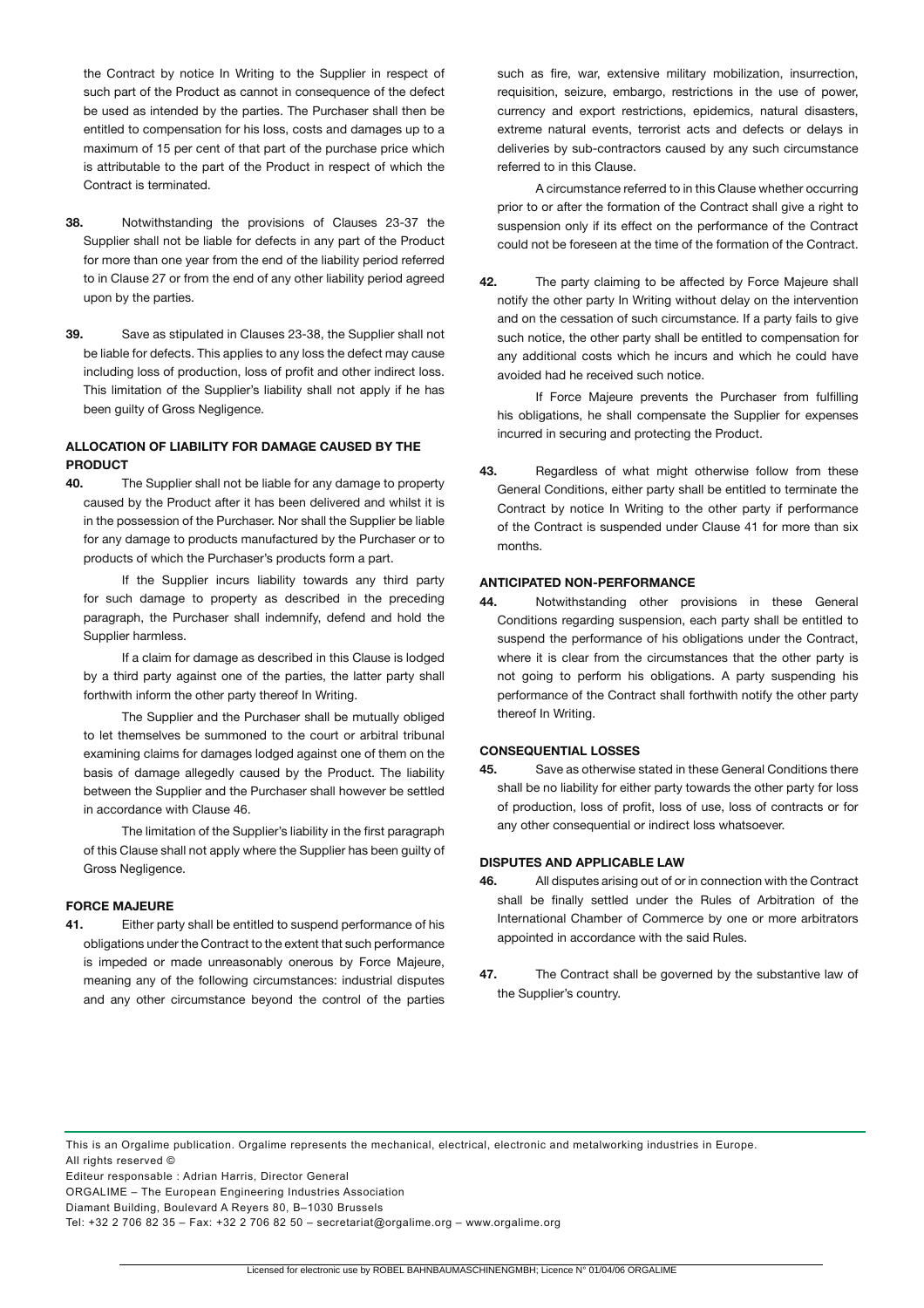the Contract by notice In Writing to the Supplier in respect of such part of the Product as cannot in consequence of the defect be used as intended by the parties. The Purchaser shall then be entitled to compensation for his loss, costs and damages up to a maximum of 15 per cent of that part of the purchase price which is attributable to the part of the Product in respect of which the Contract is terminated.

**38.** Notwithstanding the provisions of Clauses 23-37 the Supplier shall not be liable for defects in any part of the Product for more than one year from the end of the liability period referred to in Clause 27 or from the end of any other liability period agreed upon by the parties.

**39.** Save as stipulated in Clauses 23-38, the Supplier shall not be liable for defects. This applies to any loss the defect may cause including loss of production, loss of profit and other indirect loss. This limitation of the Supplier's liability shall not apply if he has been guilty of Gross Negligence.

### ALLOCATION OF LIABILITY FOR DAMAGE CAUSED BY THE PRODUCT

**40.** The Supplier shall not be liable for any damage to property caused by the Product after it has been delivered and whilst it is in the possession of the Purchaser. Nor shall the Supplier be liable for any damage to products manufactured by the Purchaser or to products of which the Purchaser's products form a part.

If the Supplier incurs liability towards any third party for such damage to property as described in the preceding paragraph, the Purchaser shall indemnify, defend and hold the Supplier harmless.

If a claim for damage as described in this Clause is lodged by a third party against one of the parties, the latter party shall forthwith inform the other party thereof In Writing.

The Supplier and the Purchaser shall be mutually obliged to let themselves be summoned to the court or arbitral tribunal examining claims for damages lodged against one of them on the basis of damage allegedly caused by the Product. The liability between the Supplier and the Purchaser shall however be settled in accordance with Clause 46.

The limitation of the Supplier's liability in the first paragraph of this Clause shall not apply where the Supplier has been guilty of Gross Negligence.

### FORCE MAJEURE

**41.** Either party shall be entitled to suspend performance of his obligations under the Contract to the extent that such performance is impeded or made unreasonably onerous by Force Majeure, meaning any of the following circumstances: industrial disputes and any other circumstance beyond the control of the parties such as fire, war, extensive military mobilization, insurrection, requisition, seizure, embargo, restrictions in the use of power, currency and export restrictions, epidemics, natural disasters, extreme natural events, terrorist acts and defects or delays in deliveries by sub-contractors caused by any such circumstance referred to in this Clause.

A circumstance referred to in this Clause whether occurring prior to or after the formation of the Contract shall give a right to suspension only if its effect on the performance of the Contract could not be foreseen at the time of the formation of the Contract.

**42.** The party claiming to be affected by Force Majeure shall notify the other party In Writing without delay on the intervention and on the cessation of such circumstance. If a party fails to give such notice, the other party shall be entitled to compensation for any additional costs which he incurs and which he could have avoided had he received such notice.

If Force Majeure prevents the Purchaser from fulfilling his obligations, he shall compensate the Supplier for expenses incurred in securing and protecting the Product.

**43.** Regardless of what might otherwise follow from these General Conditions, either party shall be entitled to terminate the Contract by notice In Writing to the other party if performance of the Contract is suspended under Clause 41 for more than six months.

### ANTICIPATED NON-PERFORMANCE

**44.** Notwithstanding other provisions in these General Conditions regarding suspension, each party shall be entitled to suspend the performance of his obligations under the Contract, where it is clear from the circumstances that the other party is not going to perform his obligations. A party suspending his performance of the Contract shall forthwith notify the other party thereof In Writing.

### CONSEQUENTIAL LOSSES

**45.** Save as otherwise stated in these General Conditions there shall be no liability for either party towards the other party for loss of production, loss of profit, loss of use, loss of contracts or for any other consequential or indirect loss whatsoever.

### DISPUTES AND APPLICABLE LAW

**46.** All disputes arising out of or in connection with the Contract shall be finally settled under the Rules of Arbitration of the International Chamber of Commerce by one or more arbitrators appointed in accordance with the said Rules.

**47.** The Contract shall be governed by the substantive law of the Supplier's country.

This is an Orgalime publication. Orgalime represents the mechanical, electrical, electronic and metalworking industries in Europe.
All rights reserved ©
Editeur responsable : Adrian Harris, Director General
ORGALIME – The European Engineering Industries Association
Diamant Building, Boulevard A Reyers 80, B–1030 Brussels
Tel: +32 2 706 82 35 – Fax: +32 2 706 82 50 – secretariat@orgalime.org – www.orgalime.org